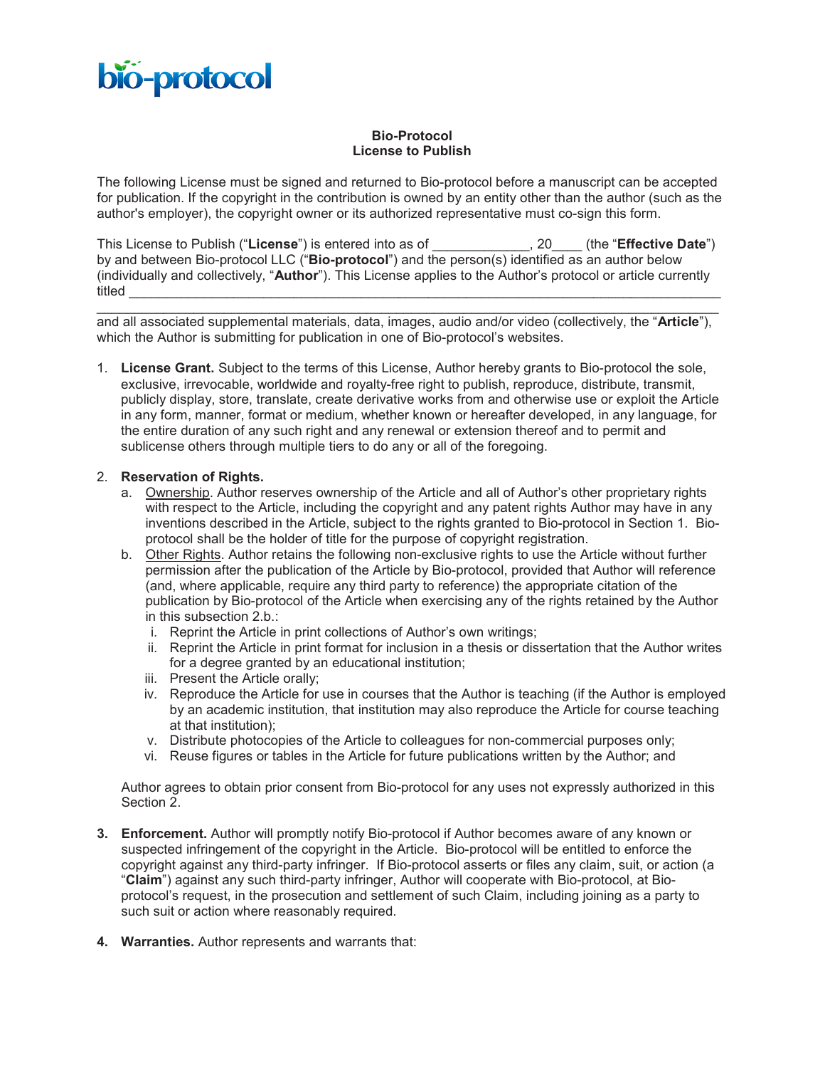bio-protocol

**Bio-Protocol**
**License to Publish**

The following License must be signed and returned to Bio-protocol before a manuscript can be accepted for publication. If the copyright in the contribution is owned by an entity other than the author (such as the author's employer), the copyright owner or its authorized representative must co-sign this form.

This License to Publish ("**License**") is entered into as of _____________, 20____ (the "**Effective Date**") by and between Bio-protocol LLC ("**Bio-protocol**") and the person(s) identified as an author below (individually and collectively, "**Author**"). This License applies to the Author's protocol or article currently titled ________________________________________________________________________________

________________________________________________________________________________

and all associated supplemental materials, data, images, audio and/or video (collectively, the "**Article**"), which the Author is submitting for publication in one of Bio-protocol's websites.

1. **License Grant.** Subject to the terms of this License, Author hereby grants to Bio-protocol the sole, exclusive, irrevocable, worldwide and royalty-free right to publish, reproduce, distribute, transmit, publicly display, store, translate, create derivative works from and otherwise use or exploit the Article in any form, manner, format or medium, whether known or hereafter developed, in any language, for the entire duration of any such right and any renewal or extension thereof and to permit and sublicense others through multiple tiers to do any or all of the foregoing.

2. **Reservation of Rights.**
   a. Ownership. Author reserves ownership of the Article and all of Author's other proprietary rights with respect to the Article, including the copyright and any patent rights Author may have in any inventions described in the Article, subject to the rights granted to Bio-protocol in Section 1. Bio-protocol shall be the holder of title for the purpose of copyright registration.
   b. Other Rights. Author retains the following non-exclusive rights to use the Article without further permission after the publication of the Article by Bio-protocol, provided that Author will reference (and, where applicable, require any third party to reference) the appropriate citation of the publication by Bio-protocol of the Article when exercising any of the rights retained by the Author in this subsection 2.b.:
      i. Reprint the Article in print collections of Author's own writings;
      ii. Reprint the Article in print format for inclusion in a thesis or dissertation that the Author writes for a degree granted by an educational institution;
      iii. Present the Article orally;
      iv. Reproduce the Article for use in courses that the Author is teaching (if the Author is employed by an academic institution, that institution may also reproduce the Article for course teaching at that institution);
      v. Distribute photocopies of the Article to colleagues for non-commercial purposes only;
      vi. Reuse figures or tables in the Article for future publications written by the Author; and

   Author agrees to obtain prior consent from Bio-protocol for any uses not expressly authorized in this Section 2.

3. **Enforcement.** Author will promptly notify Bio-protocol if Author becomes aware of any known or suspected infringement of the copyright in the Article. Bio-protocol will be entitled to enforce the copyright against any third-party infringer. If Bio-protocol asserts or files any claim, suit, or action (a "**Claim**") against any such third-party infringer, Author will cooperate with Bio-protocol, at Bio-protocol's request, in the prosecution and settlement of such Claim, including joining as a party to such suit or action where reasonably required.

4. **Warranties.** Author represents and warrants that: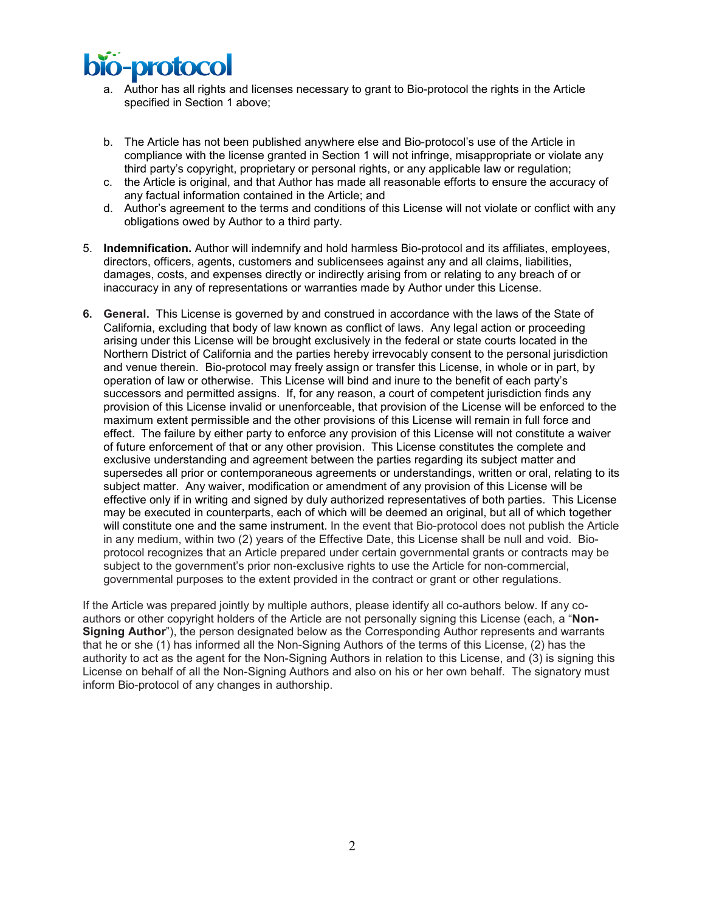a. Author has all rights and licenses necessary to grant to Bio-protocol the rights in the Article specified in Section 1 above;

b. The Article has not been published anywhere else and Bio-protocol's use of the Article in compliance with the license granted in Section 1 will not infringe, misappropriate or violate any third party's copyright, proprietary or personal rights, or any applicable law or regulation;

c. the Article is original, and that Author has made all reasonable efforts to ensure the accuracy of any factual information contained in the Article; and

d. Author's agreement to the terms and conditions of this License will not violate or conflict with any obligations owed by Author to a third party.

5. **Indemnification.** Author will indemnify and hold harmless Bio-protocol and its affiliates, employees, directors, officers, agents, customers and sublicensees against any and all claims, liabilities, damages, costs, and expenses directly or indirectly arising from or relating to any breach of or inaccuracy in any of representations or warranties made by Author under this License.

6. **General.** This License is governed by and construed in accordance with the laws of the State of California, excluding that body of law known as conflict of laws. Any legal action or proceeding arising under this License will be brought exclusively in the federal or state courts located in the Northern District of California and the parties hereby irrevocably consent to the personal jurisdiction and venue therein. Bio-protocol may freely assign or transfer this License, in whole or in part, by operation of law or otherwise. This License will bind and inure to the benefit of each party's successors and permitted assigns. If, for any reason, a court of competent jurisdiction finds any provision of this License invalid or unenforceable, that provision of the License will be enforced to the maximum extent permissible and the other provisions of this License will remain in full force and effect. The failure by either party to enforce any provision of this License will not constitute a waiver of future enforcement of that or any other provision. This License constitutes the complete and exclusive understanding and agreement between the parties regarding its subject matter and supersedes all prior or contemporaneous agreements or understandings, written or oral, relating to its subject matter. Any waiver, modification or amendment of any provision of this License will be effective only if in writing and signed by duly authorized representatives of both parties. This License may be executed in counterparts, each of which will be deemed an original, but all of which together will constitute one and the same instrument. In the event that Bio-protocol does not publish the Article in any medium, within two (2) years of the Effective Date, this License shall be null and void. Bio-protocol recognizes that an Article prepared under certain governmental grants or contracts may be subject to the government's prior non-exclusive rights to use the Article for non-commercial, governmental purposes to the extent provided in the contract or grant or other regulations.

If the Article was prepared jointly by multiple authors, please identify all co-authors below. If any co-authors or other copyright holders of the Article are not personally signing this License (each, a "**Non-Signing Author**"), the person designated below as the Corresponding Author represents and warrants that he or she (1) has informed all the Non-Signing Authors of the terms of this License, (2) has the authority to act as the agent for the Non-Signing Authors in relation to this License, and (3) is signing this License on behalf of all the Non-Signing Authors and also on his or her own behalf. The signatory must inform Bio-protocol of any changes in authorship.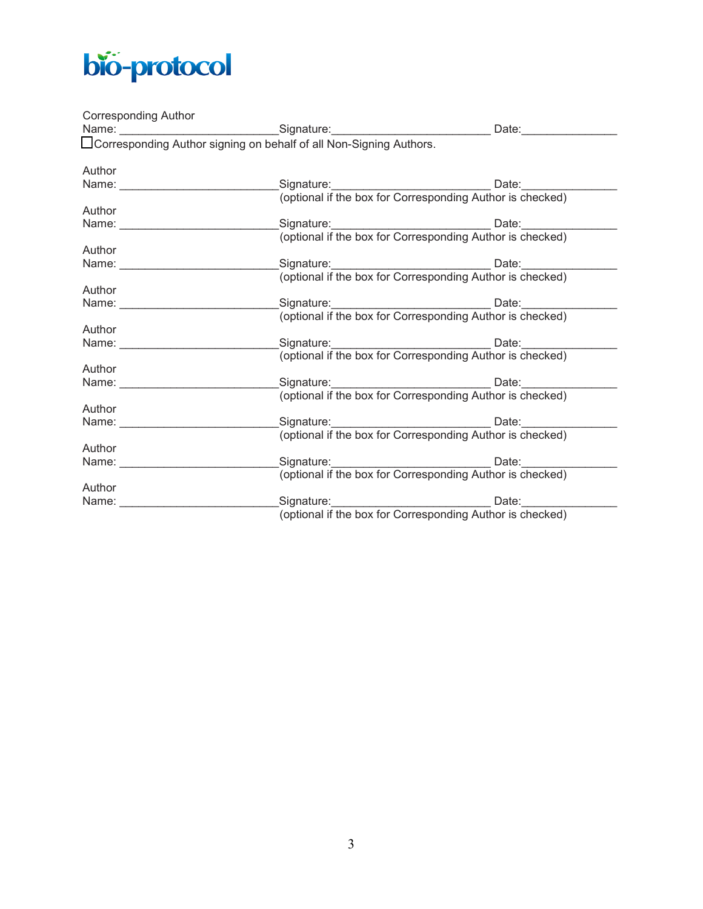Corresponding Author
Name: _________________________Signature:_________________________ Date:_______________
☐Corresponding Author signing on behalf of all Non-Signing Authors.

Author
Name: _________________________Signature:_________________________ Date:_______________
(optional if the box for Corresponding Author is checked)

Author
Name: _________________________Signature:_________________________ Date:_______________
(optional if the box for Corresponding Author is checked)

Author
Name: _________________________Signature:_________________________ Date:_______________
(optional if the box for Corresponding Author is checked)

Author
Name: _________________________Signature:_________________________ Date:_______________
(optional if the box for Corresponding Author is checked)

Author
Name: _________________________Signature:_________________________ Date:_______________
(optional if the box for Corresponding Author is checked)

Author
Name: _________________________Signature:_________________________ Date:_______________
(optional if the box for Corresponding Author is checked)

Author
Name: _________________________Signature:_________________________ Date:_______________
(optional if the box for Corresponding Author is checked)

Author
Name: _________________________Signature:_________________________ Date:_______________
(optional if the box for Corresponding Author is checked)

Author
Name: _________________________Signature:_________________________ Date:_______________
(optional if the box for Corresponding Author is checked)